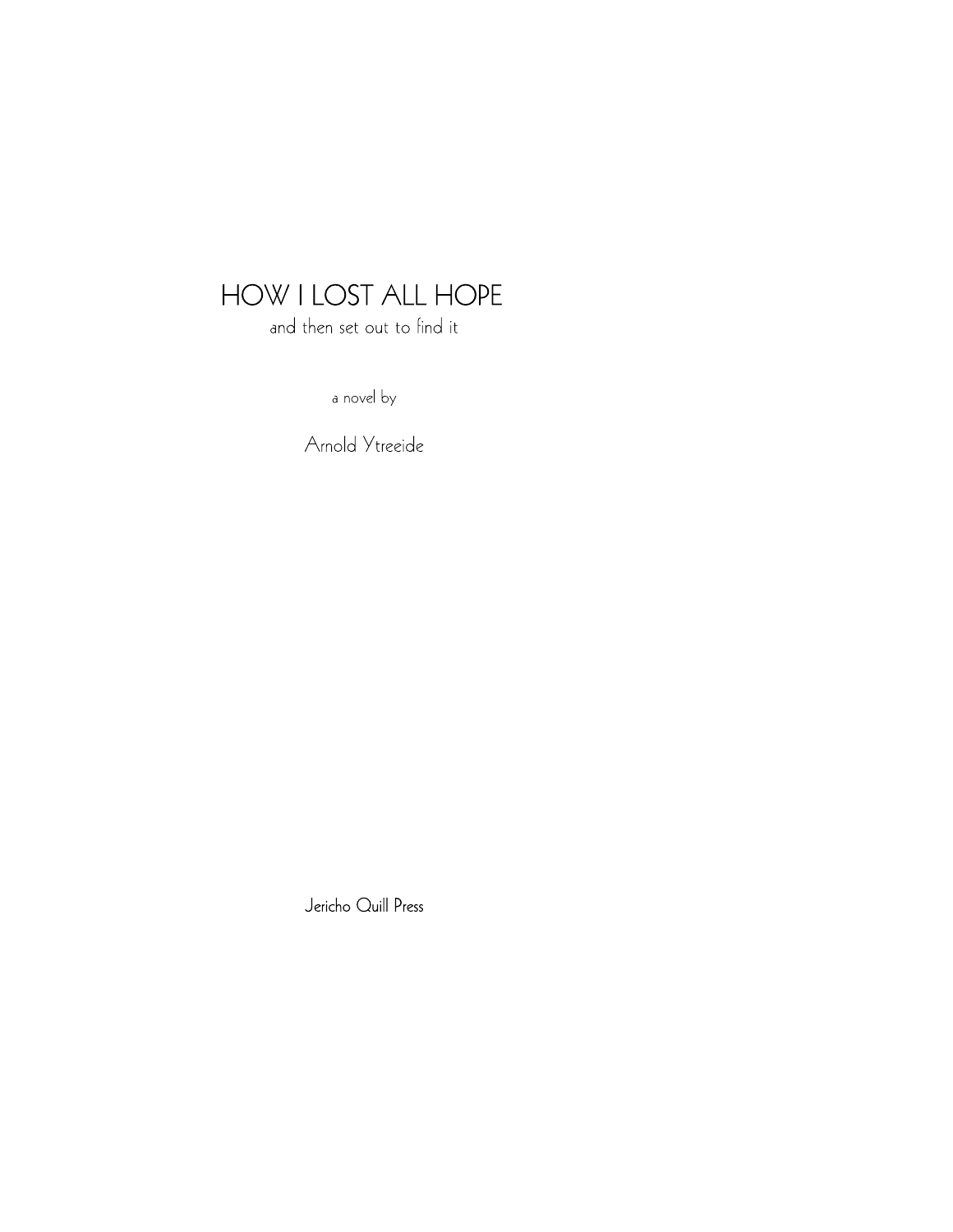# HOW I LOST ALL HOPE

and then set out to find it

a novel by

Arnold Ytreeide

Jericho Quill Press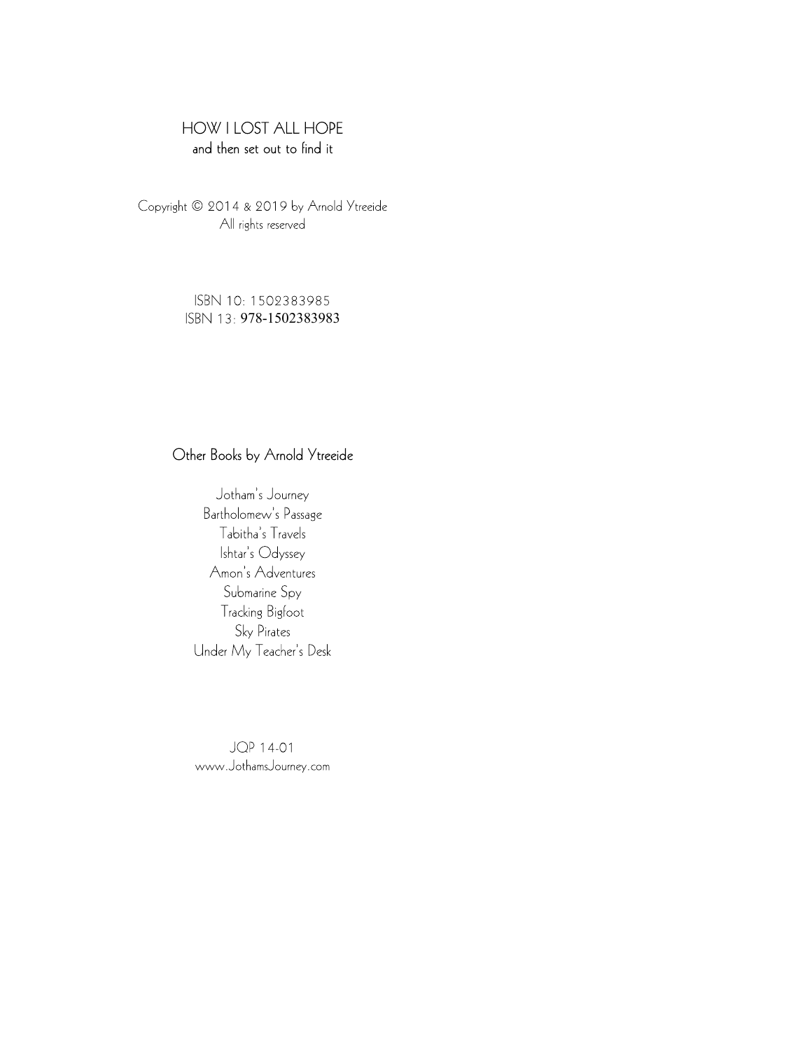HOW I LOST ALL HOPE
and then set out to find it

Copyright © 2014 & 2019 by Arnold Ytreeide
All rights reserved

ISBN 10: 1502383985
ISBN 13: **978-1502383983**

Other Books by Arnold Ytreeide

Jotham's Journey
Bartholomew's Passage
Tabitha's Travels
Ishtar's Odyssey
Amon's Adventures
Submarine Spy
Tracking Bigfoot
Sky Pirates
Under My Teacher's Desk

JQP 14-01
www.JothamsJourney.com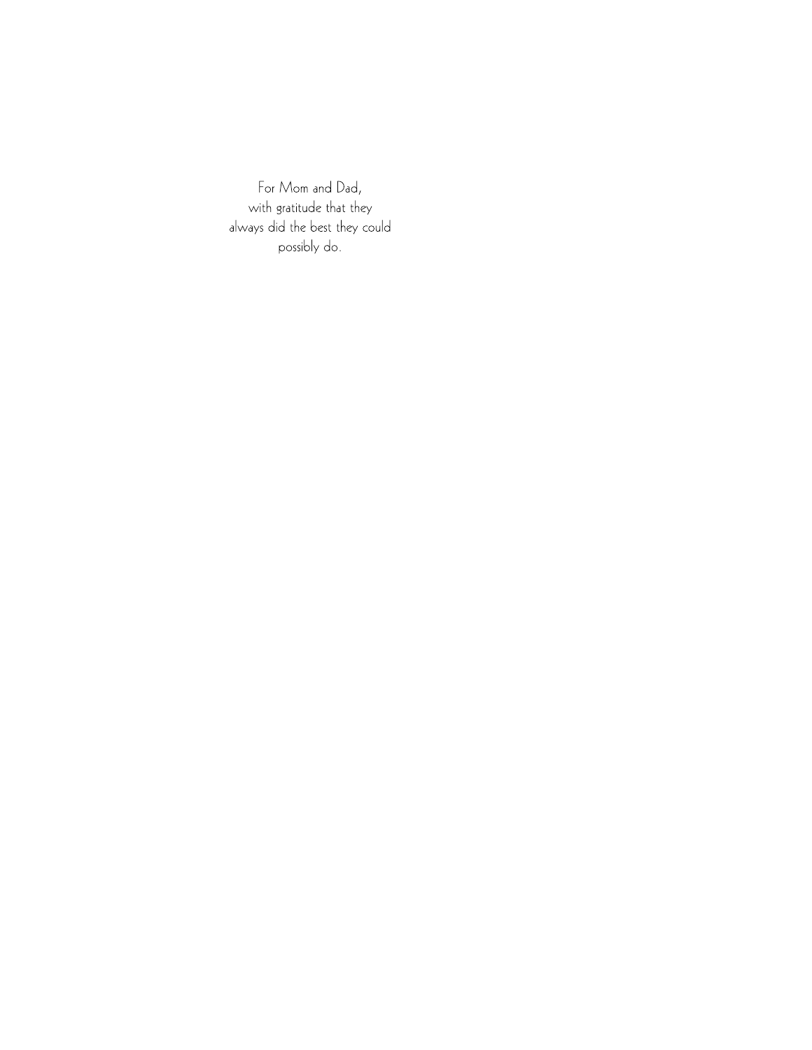For Mom and Dad,
with gratitude that they
always did the best they could
possibly do.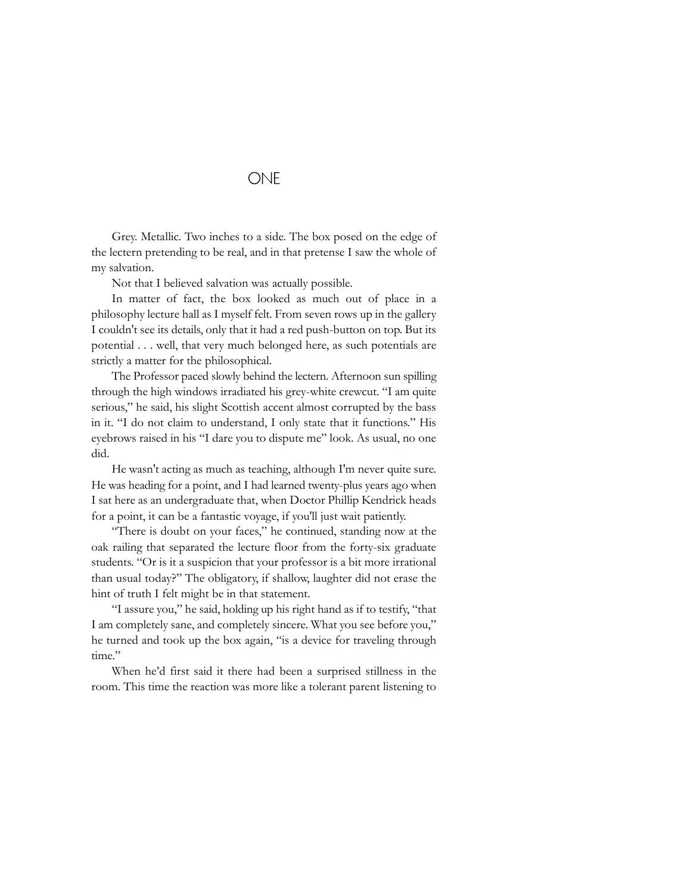# ONE

Grey. Metallic. Two inches to a side. The box posed on the edge of the lectern pretending to be real, and in that pretense I saw the whole of my salvation.

Not that I believed salvation was actually possible.

In matter of fact, the box looked as much out of place in a philosophy lecture hall as I myself felt. From seven rows up in the gallery I couldn't see its details, only that it had a red push-button on top. But its potential . . . well, that very much belonged here, as such potentials are strictly a matter for the philosophical.

The Professor paced slowly behind the lectern. Afternoon sun spilling through the high windows irradiated his grey-white crewcut. "I am quite serious," he said, his slight Scottish accent almost corrupted by the bass in it. "I do not claim to understand, I only state that it functions." His eyebrows raised in his "I dare you to dispute me" look. As usual, no one did.

He wasn't acting as much as teaching, although I'm never quite sure. He was heading for a point, and I had learned twenty-plus years ago when I sat here as an undergraduate that, when Doctor Phillip Kendrick heads for a point, it can be a fantastic voyage, if you'll just wait patiently.

"There is doubt on your faces," he continued, standing now at the oak railing that separated the lecture floor from the forty-six graduate students. "Or is it a suspicion that your professor is a bit more irrational than usual today?" The obligatory, if shallow, laughter did not erase the hint of truth I felt might be in that statement.

"I assure you," he said, holding up his right hand as if to testify, "that I am completely sane, and completely sincere. What you see before you," he turned and took up the box again, "is a device for traveling through time."

When he'd first said it there had been a surprised stillness in the room. This time the reaction was more like a tolerant parent listening to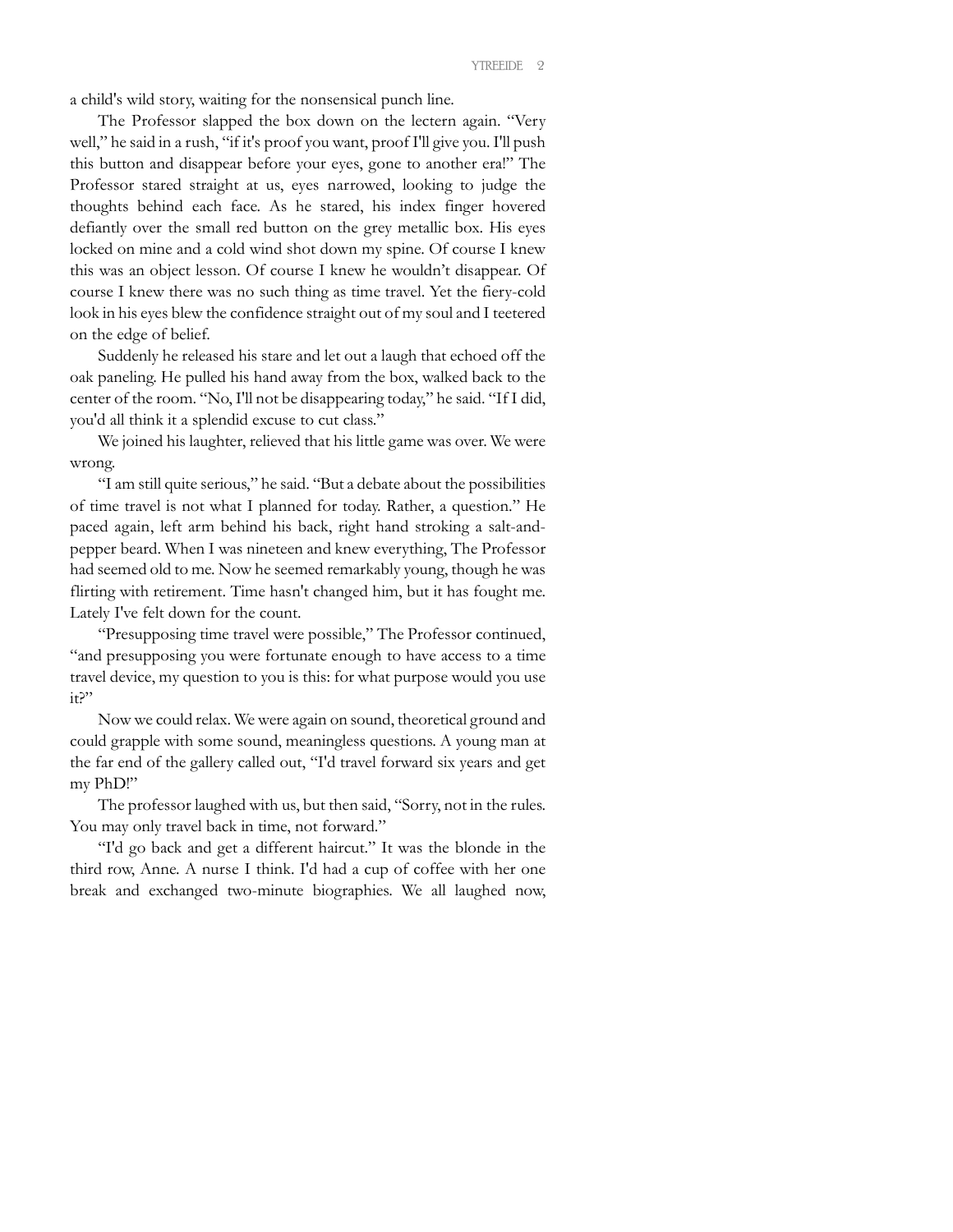a child's wild story, waiting for the nonsensical punch line.

The Professor slapped the box down on the lectern again. "Very well," he said in a rush, "if it's proof you want, proof I'll give you. I'll push this button and disappear before your eyes, gone to another era!" The Professor stared straight at us, eyes narrowed, looking to judge the thoughts behind each face. As he stared, his index finger hovered defiantly over the small red button on the grey metallic box. His eyes locked on mine and a cold wind shot down my spine. Of course I knew this was an object lesson. Of course I knew he wouldn't disappear. Of course I knew there was no such thing as time travel. Yet the fiery-cold look in his eyes blew the confidence straight out of my soul and I teetered on the edge of belief.

Suddenly he released his stare and let out a laugh that echoed off the oak paneling. He pulled his hand away from the box, walked back to the center of the room. "No, I'll not be disappearing today," he said. "If I did, you'd all think it a splendid excuse to cut class."

We joined his laughter, relieved that his little game was over. We were wrong.

"I am still quite serious," he said. "But a debate about the possibilities of time travel is not what I planned for today. Rather, a question." He paced again, left arm behind his back, right hand stroking a salt-and-pepper beard. When I was nineteen and knew everything, The Professor had seemed old to me. Now he seemed remarkably young, though he was flirting with retirement. Time hasn't changed him, but it has fought me. Lately I've felt down for the count.

"Presupposing time travel were possible," The Professor continued, "and presupposing you were fortunate enough to have access to a time travel device, my question to you is this: for what purpose would you use it?"

Now we could relax. We were again on sound, theoretical ground and could grapple with some sound, meaningless questions. A young man at the far end of the gallery called out, "I'd travel forward six years and get my PhD!"

The professor laughed with us, but then said, "Sorry, not in the rules. You may only travel back in time, not forward."

"I'd go back and get a different haircut." It was the blonde in the third row, Anne. A nurse I think. I'd had a cup of coffee with her one break and exchanged two-minute biographies. We all laughed now,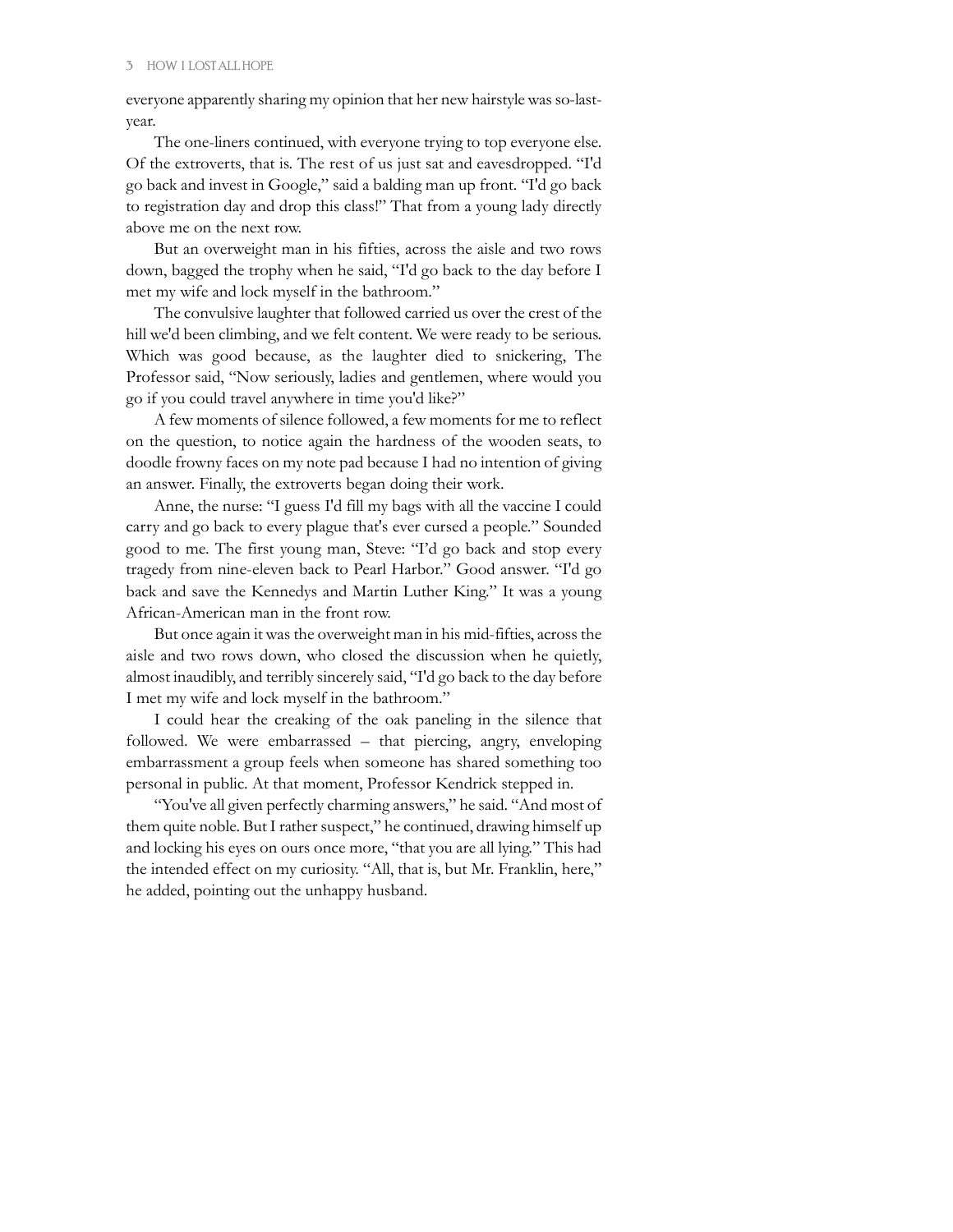everyone apparently sharing my opinion that her new hairstyle was so-last-year.

The one-liners continued, with everyone trying to top everyone else. Of the extroverts, that is. The rest of us just sat and eavesdropped. "I'd go back and invest in Google," said a balding man up front. "I'd go back to registration day and drop this class!" That from a young lady directly above me on the next row.

But an overweight man in his fifties, across the aisle and two rows down, bagged the trophy when he said, "I'd go back to the day before I met my wife and lock myself in the bathroom."

The convulsive laughter that followed carried us over the crest of the hill we'd been climbing, and we felt content. We were ready to be serious. Which was good because, as the laughter died to snickering, The Professor said, "Now seriously, ladies and gentlemen, where would you go if you could travel anywhere in time you'd like?"

A few moments of silence followed, a few moments for me to reflect on the question, to notice again the hardness of the wooden seats, to doodle frowny faces on my note pad because I had no intention of giving an answer. Finally, the extroverts began doing their work.

Anne, the nurse: "I guess I'd fill my bags with all the vaccine I could carry and go back to every plague that's ever cursed a people." Sounded good to me. The first young man, Steve: "I'd go back and stop every tragedy from nine-eleven back to Pearl Harbor." Good answer. "I'd go back and save the Kennedys and Martin Luther King." It was a young African-American man in the front row.

But once again it was the overweight man in his mid-fifties, across the aisle and two rows down, who closed the discussion when he quietly, almost inaudibly, and terribly sincerely said, "I'd go back to the day before I met my wife and lock myself in the bathroom."

I could hear the creaking of the oak paneling in the silence that followed. We were embarrassed – that piercing, angry, enveloping embarrassment a group feels when someone has shared something too personal in public. At that moment, Professor Kendrick stepped in.

"You've all given perfectly charming answers," he said. "And most of them quite noble. But I rather suspect," he continued, drawing himself up and locking his eyes on ours once more, "that you are all lying." This had the intended effect on my curiosity. "All, that is, but Mr. Franklin, here," he added, pointing out the unhappy husband.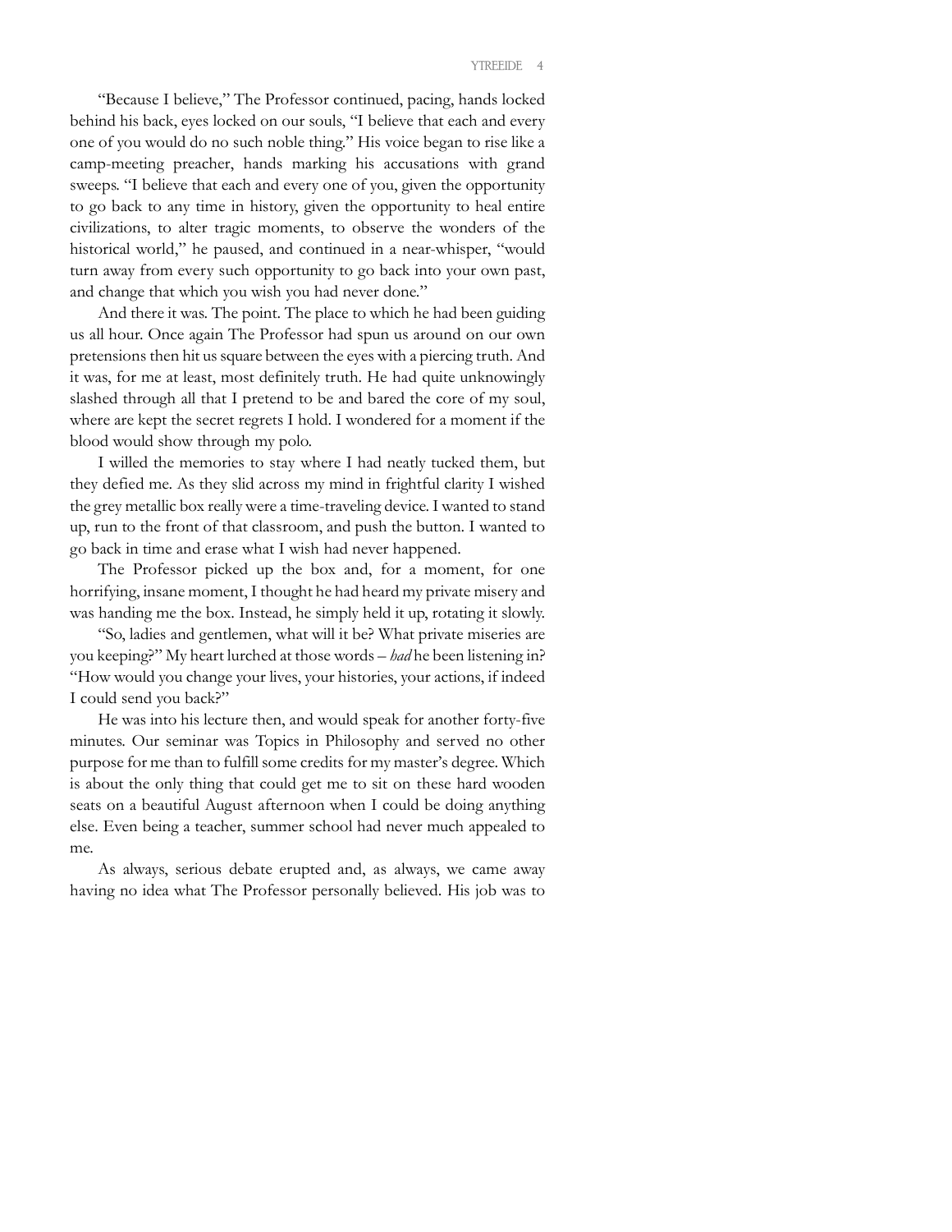"Because I believe," The Professor continued, pacing, hands locked behind his back, eyes locked on our souls, "I believe that each and every one of you would do no such noble thing." His voice began to rise like a camp-meeting preacher, hands marking his accusations with grand sweeps. "I believe that each and every one of you, given the opportunity to go back to any time in history, given the opportunity to heal entire civilizations, to alter tragic moments, to observe the wonders of the historical world," he paused, and continued in a near-whisper, "would turn away from every such opportunity to go back into your own past, and change that which you wish you had never done."

And there it was. The point. The place to which he had been guiding us all hour. Once again The Professor had spun us around on our own pretensions then hit us square between the eyes with a piercing truth. And it was, for me at least, most definitely truth. He had quite unknowingly slashed through all that I pretend to be and bared the core of my soul, where are kept the secret regrets I hold. I wondered for a moment if the blood would show through my polo.

I willed the memories to stay where I had neatly tucked them, but they defied me. As they slid across my mind in frightful clarity I wished the grey metallic box really were a time-traveling device. I wanted to stand up, run to the front of that classroom, and push the button. I wanted to go back in time and erase what I wish had never happened.

The Professor picked up the box and, for a moment, for one horrifying, insane moment, I thought he had heard my private misery and was handing me the box. Instead, he simply held it up, rotating it slowly.

"So, ladies and gentlemen, what will it be? What private miseries are you keeping?" My heart lurched at those words – *had* he been listening in? "How would you change your lives, your histories, your actions, if indeed I could send you back?"

He was into his lecture then, and would speak for another forty-five minutes. Our seminar was Topics in Philosophy and served no other purpose for me than to fulfill some credits for my master's degree. Which is about the only thing that could get me to sit on these hard wooden seats on a beautiful August afternoon when I could be doing anything else. Even being a teacher, summer school had never much appealed to me.

As always, serious debate erupted and, as always, we came away having no idea what The Professor personally believed. His job was to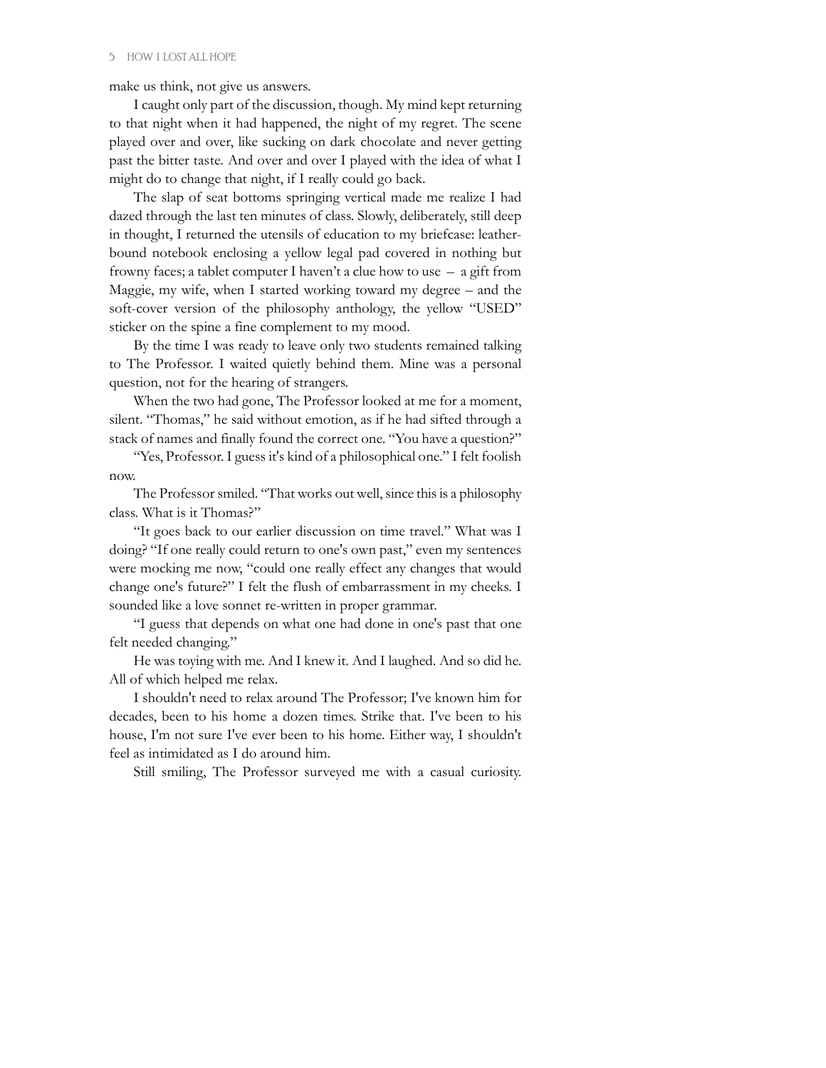make us think, not give us answers.

I caught only part of the discussion, though. My mind kept returning to that night when it had happened, the night of my regret. The scene played over and over, like sucking on dark chocolate and never getting past the bitter taste. And over and over I played with the idea of what I might do to change that night, if I really could go back.

The slap of seat bottoms springing vertical made me realize I had dazed through the last ten minutes of class. Slowly, deliberately, still deep in thought, I returned the utensils of education to my briefcase: leather-bound notebook enclosing a yellow legal pad covered in nothing but frowny faces; a tablet computer I haven't a clue how to use – a gift from Maggie, my wife, when I started working toward my degree – and the soft-cover version of the philosophy anthology, the yellow "USED" sticker on the spine a fine complement to my mood.

By the time I was ready to leave only two students remained talking to The Professor. I waited quietly behind them. Mine was a personal question, not for the hearing of strangers.

When the two had gone, The Professor looked at me for a moment, silent. "Thomas," he said without emotion, as if he had sifted through a stack of names and finally found the correct one. "You have a question?"

"Yes, Professor. I guess it's kind of a philosophical one." I felt foolish now.

The Professor smiled. "That works out well, since this is a philosophy class. What is it Thomas?"

"It goes back to our earlier discussion on time travel." What was I doing? "If one really could return to one's own past," even my sentences were mocking me now, "could one really effect any changes that would change one's future?" I felt the flush of embarrassment in my cheeks. I sounded like a love sonnet re-written in proper grammar.

"I guess that depends on what one had done in one's past that one felt needed changing."

He was toying with me. And I knew it. And I laughed. And so did he. All of which helped me relax.

I shouldn't need to relax around The Professor; I've known him for decades, been to his home a dozen times. Strike that. I've been to his house, I'm not sure I've ever been to his home. Either way, I shouldn't feel as intimidated as I do around him.

Still smiling, The Professor surveyed me with a casual curiosity.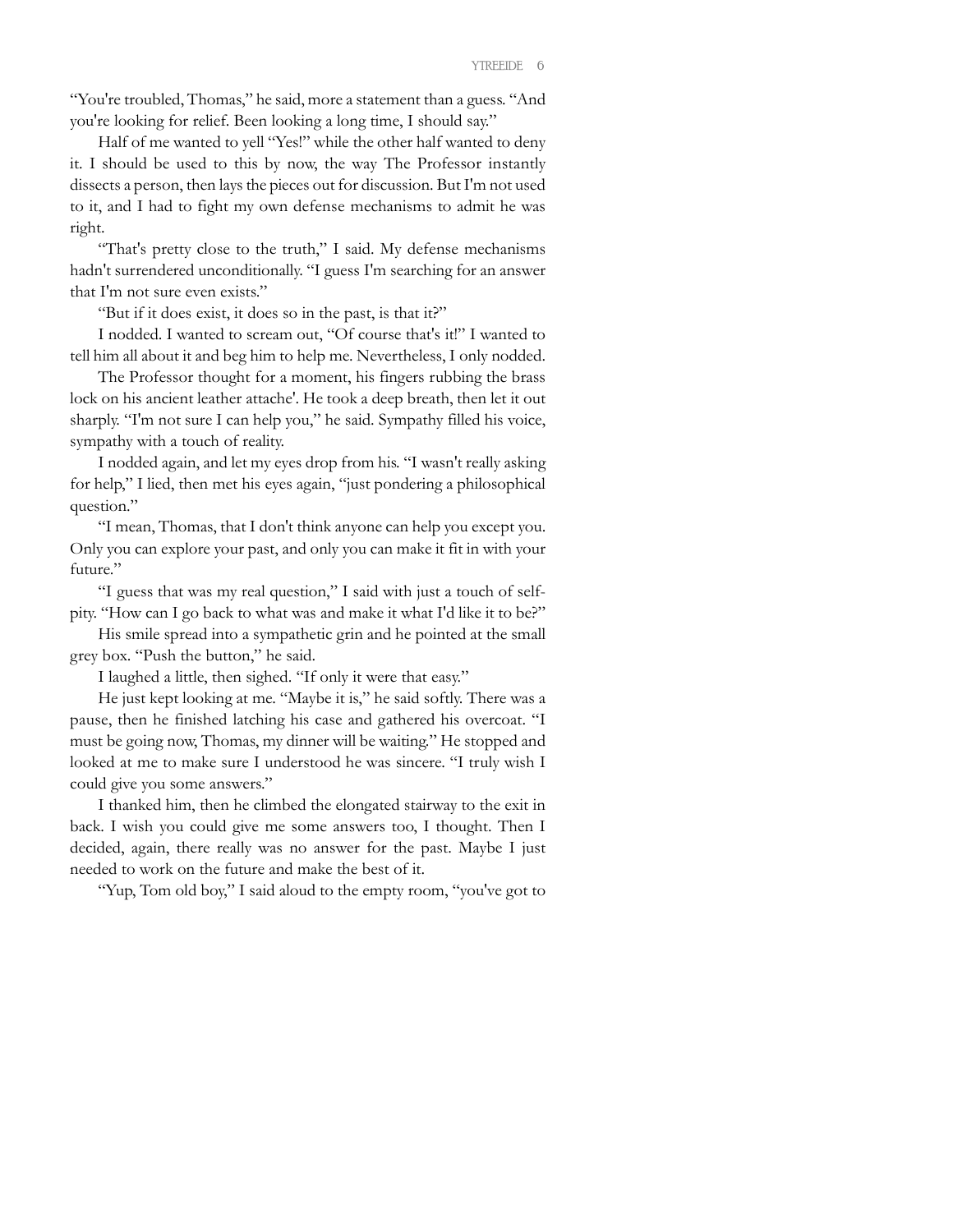"You're troubled, Thomas," he said, more a statement than a guess. "And you're looking for relief. Been looking a long time, I should say."

Half of me wanted to yell "Yes!" while the other half wanted to deny it. I should be used to this by now, the way The Professor instantly dissects a person, then lays the pieces out for discussion. But I'm not used to it, and I had to fight my own defense mechanisms to admit he was right.

"That's pretty close to the truth," I said. My defense mechanisms hadn't surrendered unconditionally. "I guess I'm searching for an answer that I'm not sure even exists."

"But if it does exist, it does so in the past, is that it?"

I nodded. I wanted to scream out, "Of course that's it!" I wanted to tell him all about it and beg him to help me. Nevertheless, I only nodded.

The Professor thought for a moment, his fingers rubbing the brass lock on his ancient leather attache'. He took a deep breath, then let it out sharply. "I'm not sure I can help you," he said. Sympathy filled his voice, sympathy with a touch of reality.

I nodded again, and let my eyes drop from his. "I wasn't really asking for help," I lied, then met his eyes again, "just pondering a philosophical question."

"I mean, Thomas, that I don't think anyone can help you except you. Only you can explore your past, and only you can make it fit in with your future."

"I guess that was my real question," I said with just a touch of self-pity. "How can I go back to what was and make it what I'd like it to be?"

His smile spread into a sympathetic grin and he pointed at the small grey box. "Push the button," he said.

I laughed a little, then sighed. "If only it were that easy."

He just kept looking at me. "Maybe it is," he said softly. There was a pause, then he finished latching his case and gathered his overcoat. "I must be going now, Thomas, my dinner will be waiting." He stopped and looked at me to make sure I understood he was sincere. "I truly wish I could give you some answers."

I thanked him, then he climbed the elongated stairway to the exit in back. I wish you could give me some answers too, I thought. Then I decided, again, there really was no answer for the past. Maybe I just needed to work on the future and make the best of it.

"Yup, Tom old boy," I said aloud to the empty room, "you've got to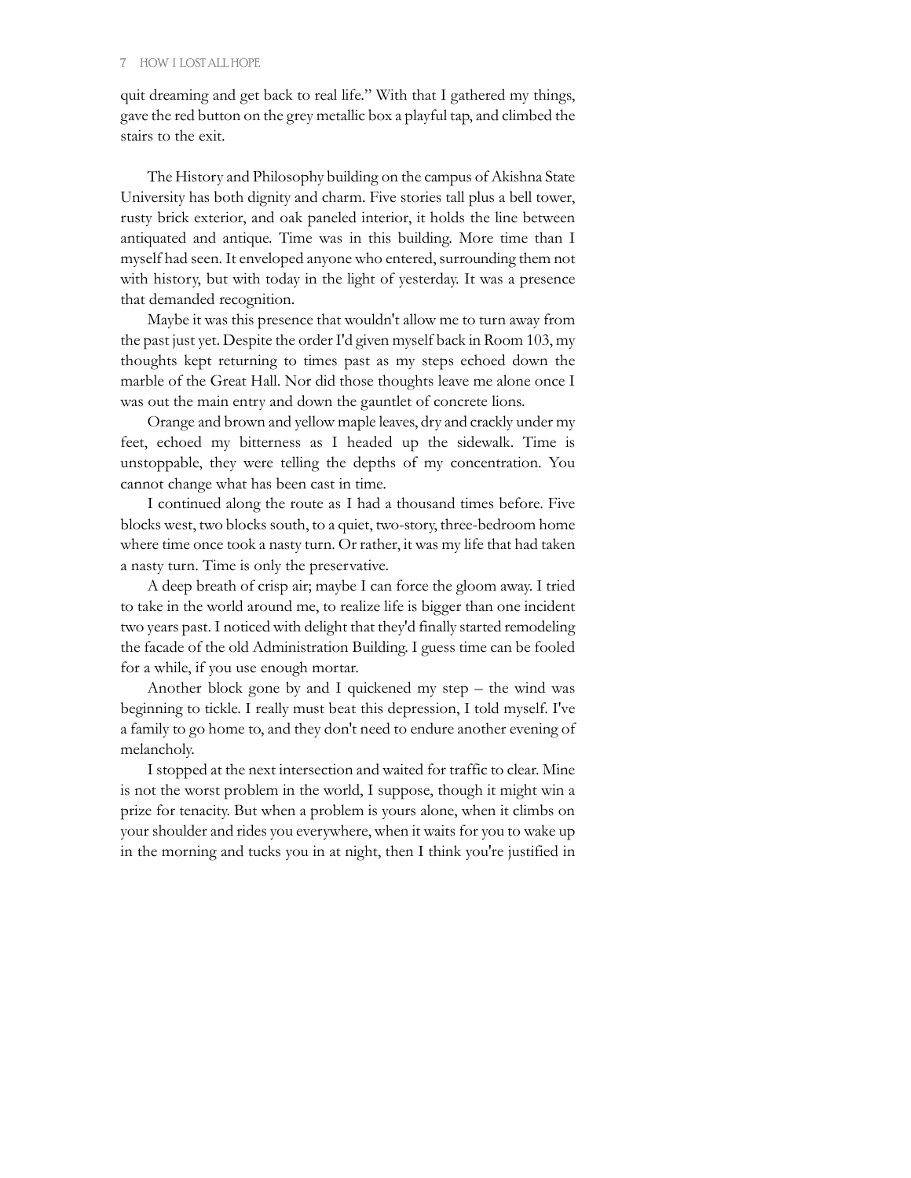quit dreaming and get back to real life." With that I gathered my things, gave the red button on the grey metallic box a playful tap, and climbed the stairs to the exit.

The History and Philosophy building on the campus of Akishna State University has both dignity and charm. Five stories tall plus a bell tower, rusty brick exterior, and oak paneled interior, it holds the line between antiquated and antique. Time was in this building. More time than I myself had seen. It enveloped anyone who entered, surrounding them not with history, but with today in the light of yesterday. It was a presence that demanded recognition.

Maybe it was this presence that wouldn't allow me to turn away from the past just yet. Despite the order I'd given myself back in Room 103, my thoughts kept returning to times past as my steps echoed down the marble of the Great Hall. Nor did those thoughts leave me alone once I was out the main entry and down the gauntlet of concrete lions.

Orange and brown and yellow maple leaves, dry and crackly under my feet, echoed my bitterness as I headed up the sidewalk. Time is unstoppable, they were telling the depths of my concentration. You cannot change what has been cast in time.

I continued along the route as I had a thousand times before. Five blocks west, two blocks south, to a quiet, two-story, three-bedroom home where time once took a nasty turn. Or rather, it was my life that had taken a nasty turn. Time is only the preservative.

A deep breath of crisp air; maybe I can force the gloom away. I tried to take in the world around me, to realize life is bigger than one incident two years past. I noticed with delight that they'd finally started remodeling the facade of the old Administration Building. I guess time can be fooled for a while, if you use enough mortar.

Another block gone by and I quickened my step – the wind was beginning to tickle. I really must beat this depression, I told myself. I've a family to go home to, and they don't need to endure another evening of melancholy.

I stopped at the next intersection and waited for traffic to clear. Mine is not the worst problem in the world, I suppose, though it might win a prize for tenacity. But when a problem is yours alone, when it climbs on your shoulder and rides you everywhere, when it waits for you to wake up in the morning and tucks you in at night, then I think you're justified in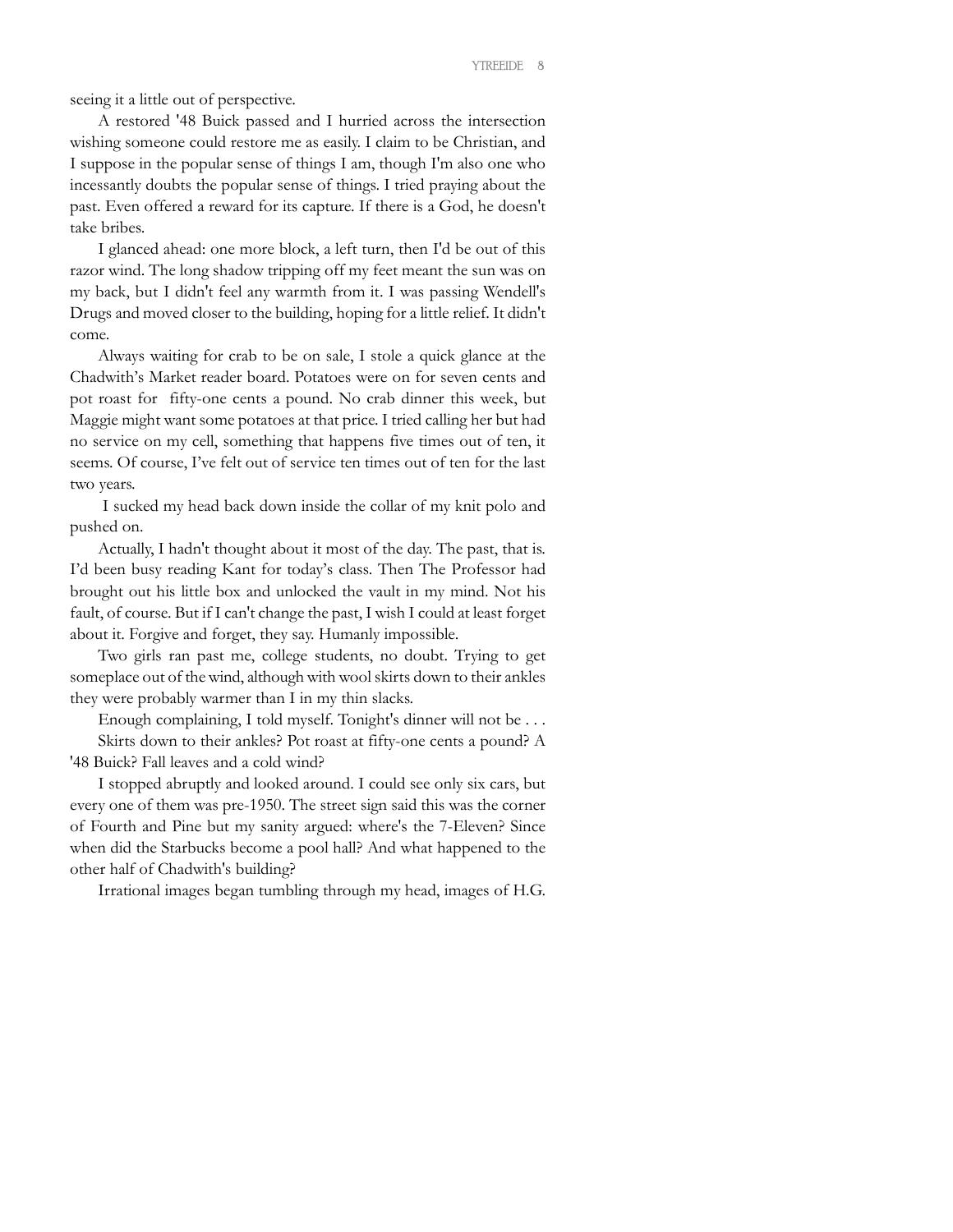seeing it a little out of perspective.

A restored '48 Buick passed and I hurried across the intersection wishing someone could restore me as easily. I claim to be Christian, and I suppose in the popular sense of things I am, though I'm also one who incessantly doubts the popular sense of things. I tried praying about the past. Even offered a reward for its capture. If there is a God, he doesn't take bribes.

I glanced ahead: one more block, a left turn, then I'd be out of this razor wind. The long shadow tripping off my feet meant the sun was on my back, but I didn't feel any warmth from it. I was passing Wendell's Drugs and moved closer to the building, hoping for a little relief. It didn't come.

Always waiting for crab to be on sale, I stole a quick glance at the Chadwith's Market reader board. Potatoes were on for seven cents and pot roast for fifty-one cents a pound. No crab dinner this week, but Maggie might want some potatoes at that price. I tried calling her but had no service on my cell, something that happens five times out of ten, it seems. Of course, I've felt out of service ten times out of ten for the last two years.

I sucked my head back down inside the collar of my knit polo and pushed on.

Actually, I hadn't thought about it most of the day. The past, that is. I'd been busy reading Kant for today's class. Then The Professor had brought out his little box and unlocked the vault in my mind. Not his fault, of course. But if I can't change the past, I wish I could at least forget about it. Forgive and forget, they say. Humanly impossible.

Two girls ran past me, college students, no doubt. Trying to get someplace out of the wind, although with wool skirts down to their ankles they were probably warmer than I in my thin slacks.

Enough complaining, I told myself. Tonight's dinner will not be . . .

Skirts down to their ankles? Pot roast at fifty-one cents a pound? A '48 Buick? Fall leaves and a cold wind?

I stopped abruptly and looked around. I could see only six cars, but every one of them was pre-1950. The street sign said this was the corner of Fourth and Pine but my sanity argued: where's the 7-Eleven? Since when did the Starbucks become a pool hall? And what happened to the other half of Chadwith's building?

Irrational images began tumbling through my head, images of H.G.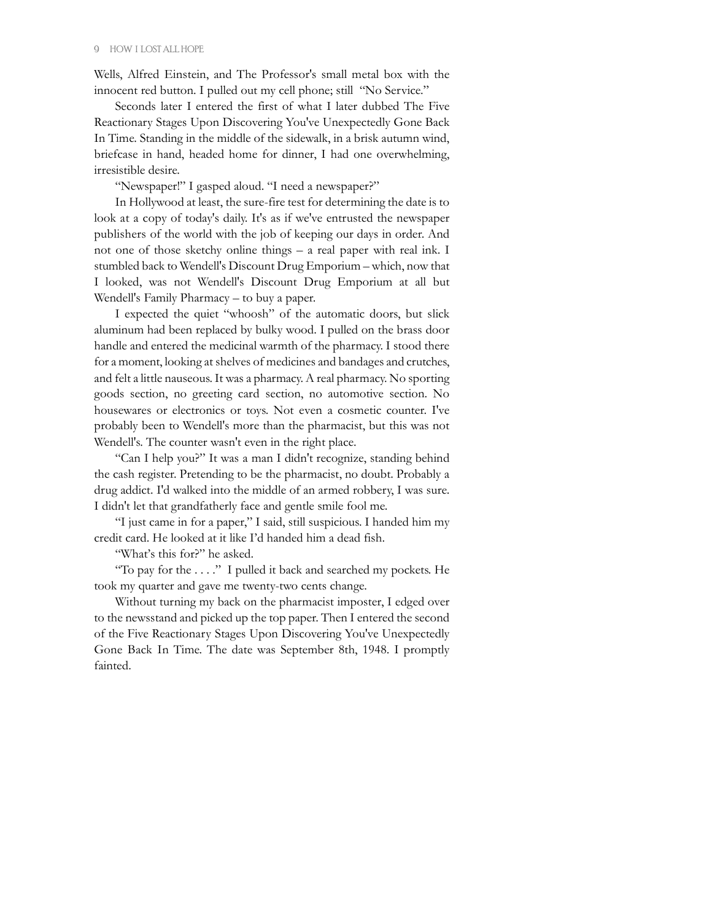Wells, Alfred Einstein, and The Professor's small metal box with the innocent red button. I pulled out my cell phone; still "No Service."

Seconds later I entered the first of what I later dubbed The Five Reactionary Stages Upon Discovering You've Unexpectedly Gone Back In Time. Standing in the middle of the sidewalk, in a brisk autumn wind, briefcase in hand, headed home for dinner, I had one overwhelming, irresistible desire.

"Newspaper!" I gasped aloud. "I need a newspaper?"

In Hollywood at least, the sure-fire test for determining the date is to look at a copy of today's daily. It's as if we've entrusted the newspaper publishers of the world with the job of keeping our days in order. And not one of those sketchy online things – a real paper with real ink. I stumbled back to Wendell's Discount Drug Emporium – which, now that I looked, was not Wendell's Discount Drug Emporium at all but Wendell's Family Pharmacy – to buy a paper.

I expected the quiet "whoosh" of the automatic doors, but slick aluminum had been replaced by bulky wood. I pulled on the brass door handle and entered the medicinal warmth of the pharmacy. I stood there for a moment, looking at shelves of medicines and bandages and crutches, and felt a little nauseous. It was a pharmacy. A real pharmacy. No sporting goods section, no greeting card section, no automotive section. No housewares or electronics or toys. Not even a cosmetic counter. I've probably been to Wendell's more than the pharmacist, but this was not Wendell's. The counter wasn't even in the right place.

"Can I help you?" It was a man I didn't recognize, standing behind the cash register. Pretending to be the pharmacist, no doubt. Probably a drug addict. I'd walked into the middle of an armed robbery, I was sure. I didn't let that grandfatherly face and gentle smile fool me.

"I just came in for a paper," I said, still suspicious. I handed him my credit card. He looked at it like I'd handed him a dead fish.

"What's this for?" he asked.

"To pay for the . . . ." I pulled it back and searched my pockets. He took my quarter and gave me twenty-two cents change.

Without turning my back on the pharmacist imposter, I edged over to the newsstand and picked up the top paper. Then I entered the second of the Five Reactionary Stages Upon Discovering You've Unexpectedly Gone Back In Time. The date was September 8th, 1948. I promptly fainted.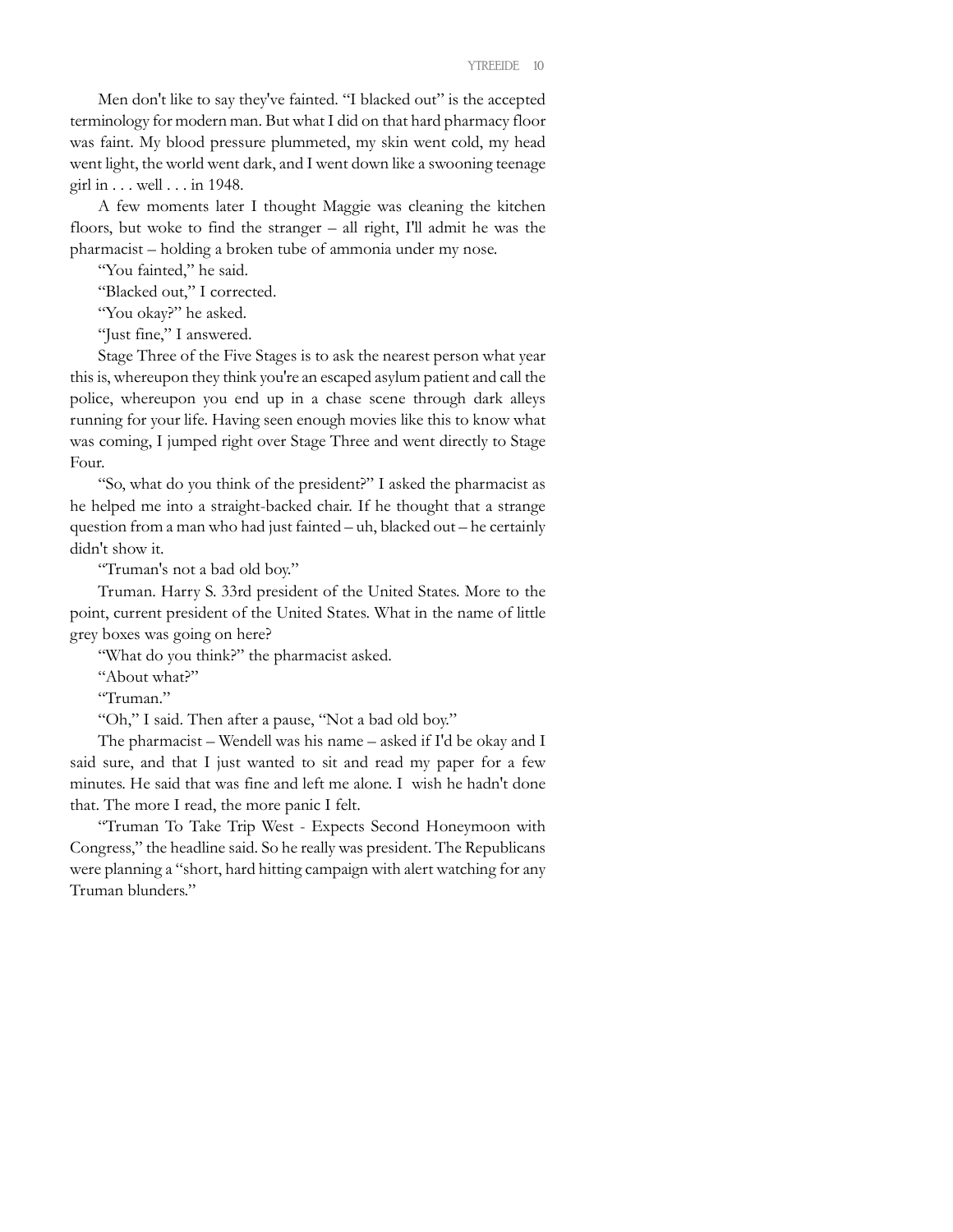Men don't like to say they've fainted. "I blacked out" is the accepted terminology for modern man. But what I did on that hard pharmacy floor was faint. My blood pressure plummeted, my skin went cold, my head went light, the world went dark, and I went down like a swooning teenage girl in . . . well . . . in 1948.

A few moments later I thought Maggie was cleaning the kitchen floors, but woke to find the stranger – all right, I'll admit he was the pharmacist – holding a broken tube of ammonia under my nose.

"You fainted," he said.

"Blacked out," I corrected.

"You okay?" he asked.

"Just fine," I answered.

Stage Three of the Five Stages is to ask the nearest person what year this is, whereupon they think you're an escaped asylum patient and call the police, whereupon you end up in a chase scene through dark alleys running for your life. Having seen enough movies like this to know what was coming, I jumped right over Stage Three and went directly to Stage Four.

"So, what do you think of the president?" I asked the pharmacist as he helped me into a straight-backed chair. If he thought that a strange question from a man who had just fainted – uh, blacked out – he certainly didn't show it.

"Truman's not a bad old boy."

Truman. Harry S. 33rd president of the United States. More to the point, current president of the United States. What in the name of little grey boxes was going on here?

"What do you think?" the pharmacist asked.

"About what?"

"Truman."

"Oh," I said. Then after a pause, "Not a bad old boy."

The pharmacist – Wendell was his name – asked if I'd be okay and I said sure, and that I just wanted to sit and read my paper for a few minutes. He said that was fine and left me alone. I wish he hadn't done that. The more I read, the more panic I felt.

"Truman To Take Trip West - Expects Second Honeymoon with Congress," the headline said. So he really was president. The Republicans were planning a "short, hard hitting campaign with alert watching for any Truman blunders."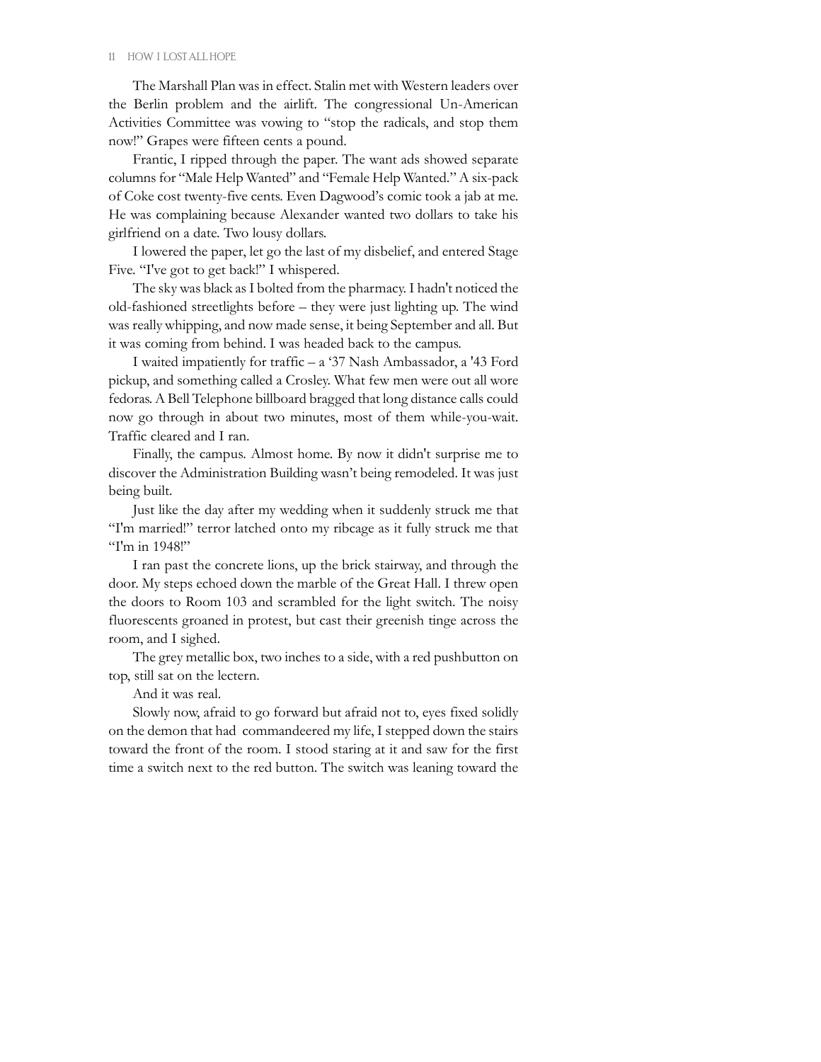The Marshall Plan was in effect. Stalin met with Western leaders over the Berlin problem and the airlift. The congressional Un-American Activities Committee was vowing to "stop the radicals, and stop them now!" Grapes were fifteen cents a pound.

Frantic, I ripped through the paper. The want ads showed separate columns for "Male Help Wanted" and "Female Help Wanted." A six-pack of Coke cost twenty-five cents. Even Dagwood's comic took a jab at me. He was complaining because Alexander wanted two dollars to take his girlfriend on a date. Two lousy dollars.

I lowered the paper, let go the last of my disbelief, and entered Stage Five. "I've got to get back!" I whispered.

The sky was black as I bolted from the pharmacy. I hadn't noticed the old-fashioned streetlights before – they were just lighting up. The wind was really whipping, and now made sense, it being September and all. But it was coming from behind. I was headed back to the campus.

I waited impatiently for traffic – a '37 Nash Ambassador, a '43 Ford pickup, and something called a Crosley. What few men were out all wore fedoras. A Bell Telephone billboard bragged that long distance calls could now go through in about two minutes, most of them while-you-wait. Traffic cleared and I ran.

Finally, the campus. Almost home. By now it didn't surprise me to discover the Administration Building wasn't being remodeled. It was just being built.

Just like the day after my wedding when it suddenly struck me that "I'm married!" terror latched onto my ribcage as it fully struck me that "I'm in 1948!"

I ran past the concrete lions, up the brick stairway, and through the door. My steps echoed down the marble of the Great Hall. I threw open the doors to Room 103 and scrambled for the light switch. The noisy fluorescents groaned in protest, but cast their greenish tinge across the room, and I sighed.

The grey metallic box, two inches to a side, with a red pushbutton on top, still sat on the lectern.

And it was real.

Slowly now, afraid to go forward but afraid not to, eyes fixed solidly on the demon that had commandeered my life, I stepped down the stairs toward the front of the room. I stood staring at it and saw for the first time a switch next to the red button. The switch was leaning toward the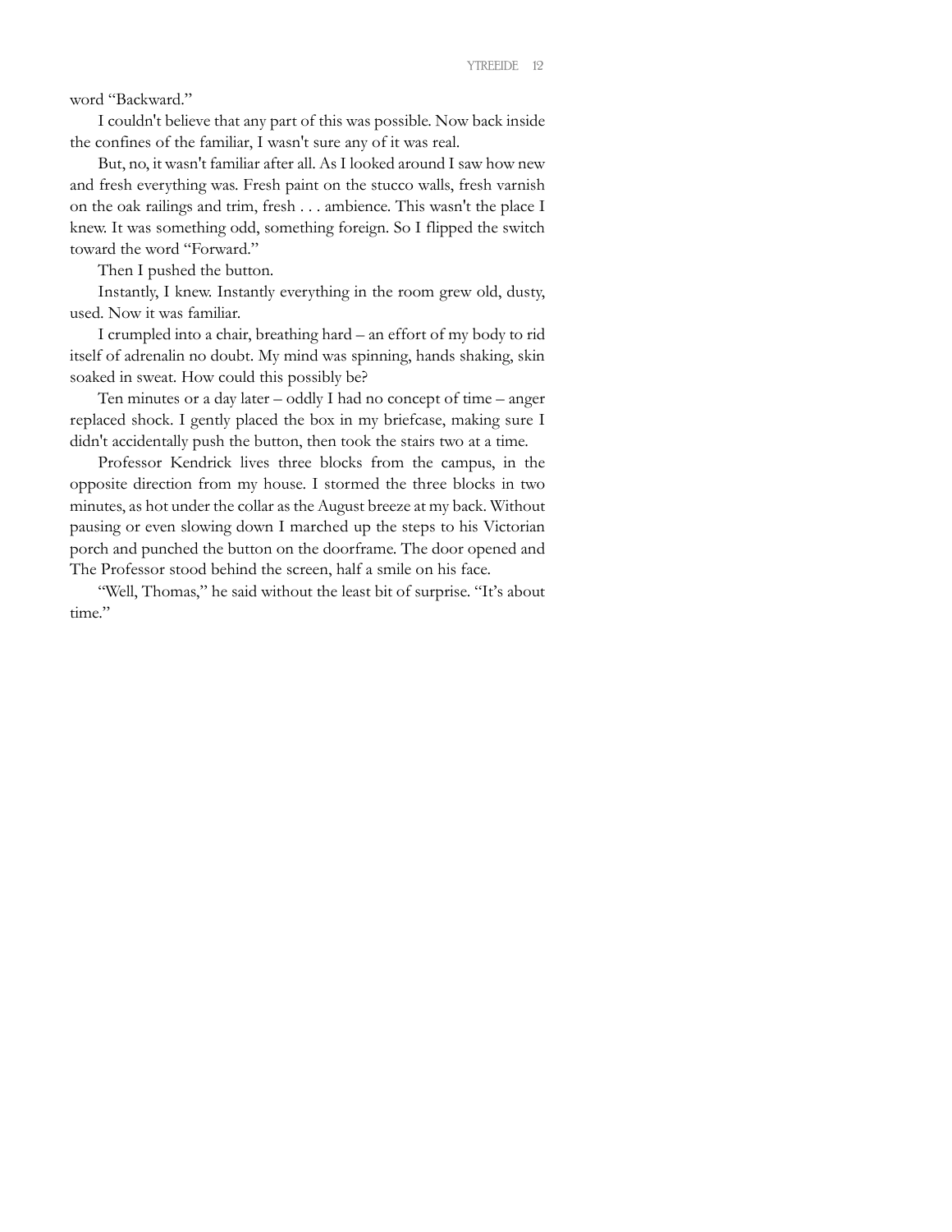word "Backward."

I couldn't believe that any part of this was possible. Now back inside the confines of the familiar, I wasn't sure any of it was real.

But, no, it wasn't familiar after all. As I looked around I saw how new and fresh everything was. Fresh paint on the stucco walls, fresh varnish on the oak railings and trim, fresh . . . ambience. This wasn't the place I knew. It was something odd, something foreign. So I flipped the switch toward the word "Forward."

Then I pushed the button.

Instantly, I knew. Instantly everything in the room grew old, dusty, used. Now it was familiar.

I crumpled into a chair, breathing hard – an effort of my body to rid itself of adrenalin no doubt. My mind was spinning, hands shaking, skin soaked in sweat. How could this possibly be?

Ten minutes or a day later – oddly I had no concept of time – anger replaced shock. I gently placed the box in my briefcase, making sure I didn't accidentally push the button, then took the stairs two at a time.

Professor Kendrick lives three blocks from the campus, in the opposite direction from my house. I stormed the three blocks in two minutes, as hot under the collar as the August breeze at my back. Without pausing or even slowing down I marched up the steps to his Victorian porch and punched the button on the doorframe. The door opened and The Professor stood behind the screen, half a smile on his face.

"Well, Thomas," he said without the least bit of surprise. "It's about time."